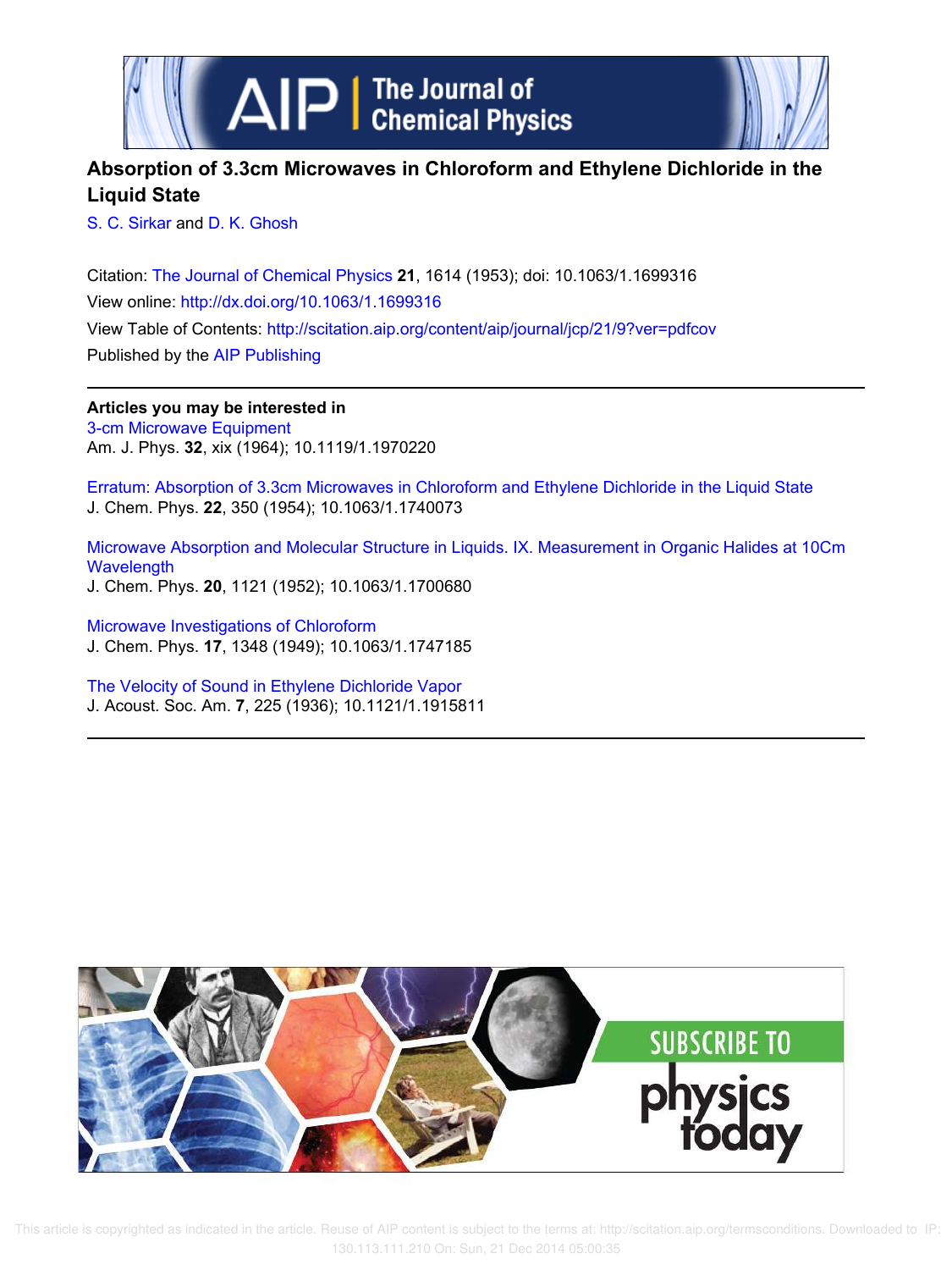# Absorption of 3.3cm Microwaves in Chloroform and Ethylene Dichloride in the Liquid State

S. C. Sirkar and D. K. Ghosh

Citation: The Journal of Chemical Physics **21**, 1614 (1953); doi: 10.1063/1.1699316

View online: http://dx.doi.org/10.1063/1.1699316

View Table of Contents: http://scitation.aip.org/content/aip/journal/jcp/21/9?ver=pdfcov

Published by the AIP Publishing

**Articles you may be interested in**

3-cm Microwave Equipment
Am. J. Phys. **32**, xix (1964); 10.1119/1.1970220

Erratum: Absorption of 3.3cm Microwaves in Chloroform and Ethylene Dichloride in the Liquid State
J. Chem. Phys. **22**, 350 (1954); 10.1063/1.1740073

Microwave Absorption and Molecular Structure in Liquids. IX. Measurement in Organic Halides at 10Cm Wavelength
J. Chem. Phys. **20**, 1121 (1952); 10.1063/1.1700680

Microwave Investigations of Chloroform
J. Chem. Phys. **17**, 1348 (1949); 10.1063/1.1747185

The Velocity of Sound in Ethylene Dichloride Vapor
J. Acoust. Soc. Am. **7**, 225 (1936); 10.1121/1.1915811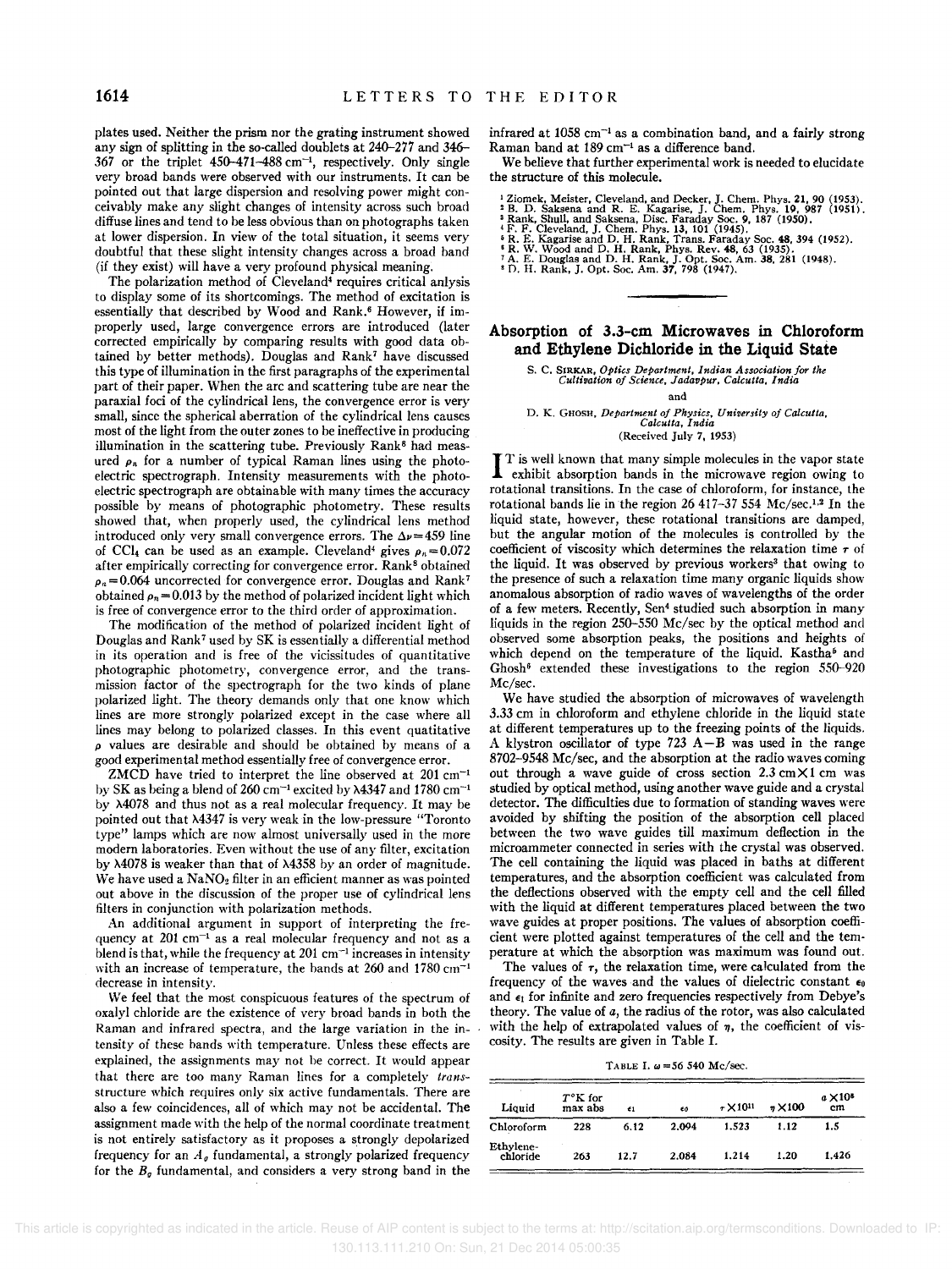plates used. Neither the prism nor the grating instrument showed any sign of splitting in the so-called doublets at 240–277 and 346–367 or the triplet 450–471–488 cm$^{-1}$, respectively. Only single very broad bands were observed with our instruments. It can be pointed out that large dispersion and resolving power might conceivably make any slight changes of intensity across such broad diffuse lines and tend to be less obvious than on photographs taken at lower dispersion. In view of the total situation, it seems very doubtful that these slight intensity changes across a broad band (if they exist) will have a very profound physical meaning.

The polarization method of Cleveland[4] requires critical anlysis to display some of its shortcomings. The method of excitation is essentially that described by Wood and Rank.[6] However, if improperly used, large convergence errors are introduced (later corrected empirically by comparing results with good data obtained by better methods). Douglas and Rank[7] have discussed this type of illumination in the first paragraphs of the experimental part of their paper. When the arc and scattering tube are near the paraxial foci of the cylindrical lens, the convergence error is very small, since the spherical aberration of the cylindrical lens causes most of the light from the outer zones to be ineffective in producing illumination in the scattering tube. Previously Rank[8] had measured $\rho_n$ for a number of typical Raman lines using the photoelectric spectrograph. Intensity measurements with the photoelectric spectrograph are obtainable with many times the accuracy possible by means of photographic photometry. These results showed that, when properly used, the cylindrical lens method introduced only very small convergence errors. The $\Delta\nu=459$ line of $CCl_4$ can be used as an example. Cleveland[4] gives $\rho_n=0.072$ after empirically correcting for convergence error. Rank[8] obtained $\rho_n=0.064$ uncorrected for convergence error. Douglas and Rank[7] obtained $\rho_n=0.013$ by the method of polarized incident light which is free of convergence error to the third order of approximation.

The modification of the method of polarized incident light of Douglas and Rank[7] used by SK is essentially a differential method in its operation and is free of the vicissitudes of quantitative photographic photometry, convergence error, and the transmission factor of the spectrograph for the two kinds of plane polarized light. The theory demands only that one know which lines are more strongly polarized except in the case where all lines may belong to polarized classes. In this event quatitative $\rho$ values are desirable and should be obtained by means of a good experimental method essentially free of convergence error.

ZMCD have tried to interpret the line observed at 201 cm$^{-1}$ by SK as being a blend of 260 cm$^{-1}$ excited by λ4347 and 1780 cm$^{-1}$ by λ4078 and thus not as a real molecular frequency. It may be pointed out that λ4347 is very weak in the low-pressure "Toronto type" lamps which are now almost universally used in the more modern laboratories. Even without the use of any filter, excitation by λ4078 is weaker than that of λ4358 by an order of magnitude. We have used a $NaNO_2$ filter in an efficient manner as was pointed out above in the discussion of the proper use of cylindrical lens filters in conjunction with polarization methods.

An additional argument in support of interpreting the frequency at 201 cm$^{-1}$ as a real molecular frequency and not as a blend is that, while the frequency at 201 cm$^{-1}$ increases in intensity with an increase of temperature, the bands at 260 and 1780 cm$^{-1}$ decrease in intensity.

We feel that the most conspicuous features of the spectrum of oxalyl chloride are the existence of very broad bands in both the Raman and infrared spectra, and the large variation in the intensity of these bands with temperature. Unless these effects are explained, the assignments may not be correct. It would appear that there are too many Raman lines for a completely *trans*-structure which requires only six active fundamentals. There are also a few coincidences, all of which may not be accidental. The assignment made with the help of the normal coordinate treatment is not entirely satisfactory as it proposes a strongly depolarized frequency for an $A_g$ fundamental, a strongly polarized frequency for the $B_g$ fundamental, and considers a very strong band in the infrared at 1058 cm$^{-1}$ as a combination band, and a fairly strong Raman band at 189 cm$^{-1}$ as a difference band.

We believe that further experimental work is needed to elucidate the structure of this molecule.

[1] Ziomek, Meister, Cleveland, and Decker, J. Chem. Phys. **21**, 90 (1953).
[2] B. D. Saksena and R. E. Kagarise, J. Chem. Phys. **19**, 987 (1951).
[3] Rank, Shull, and Saksena, Disc. Faraday Soc. **9**, 187 (1950).
[4] F. F. Cleveland, J. Chem. Phys. **13**, 101 (1945).
[5] R. E. Kagarise and D. H. Rank, Trans. Faraday Soc. **48**, 394 (1952).
[6] R. W. Wood and D. H. Rank, Phys. Rev. **48**, 63 (1935).
[7] A. E. Douglas and D. H. Rank, J. Opt. Soc. Am. **38**, 281 (1948).
[8] D. H. Rank, J. Opt. Soc. Am. **37**, 798 (1947).

## Absorption of 3.3-cm Microwaves in Chloroform and Ethylene Dichloride in the Liquid State

S. C. Sirkar, *Optics Department, Indian Association for the Cultivation of Science, Jadavpur, Calcutta, India*

and

D. K. Ghosh, *Department of Physics, University of Calcutta, Calcutta, India*

(Received July 7, 1953)

It is well known that many simple molecules in the vapor state exhibit absorption bands in the microwave region owing to rotational transitions. In the case of chloroform, for instance, the rotational bands lie in the region 26 417–37 554 Mc/sec.[1,2] In the liquid state, however, these rotational transitions are damped, but the angular motion of the molecules is controlled by the coefficient of viscosity which determines the relaxation time $\tau$ of the liquid. It was observed by previous workers[3] that owing to the presence of such a relaxation time many organic liquids show anomalous absorption of radio waves of wavelengths of the order of a few meters. Recently, Sen[4] studied such absorption in many liquids in the region 250–550 Mc/sec by the optical method and observed some absorption peaks, the positions and heights of which depend on the temperature of the liquid. Kastha[5] and Ghosh[6] extended these investigations to the region 550–920 Mc/sec.

We have studied the absorption of microwaves of wavelength 3.33 cm in chloroform and ethylene chloride in the liquid state at different temperatures up to the freezing points of the liquids. A klystron oscillator of type 723 A–B was used in the range 8702–9548 Mc/sec, and the absorption at the radio waves coming out through a wave guide of cross section 2.3 cm×1 cm was studied by optical method, using another wave guide and a crystal detector. The difficulties due to formation of standing waves were avoided by shifting the position of the absorption cell placed between the two wave guides till maximum deflection in the microammeter connected in series with the crystal was observed. The cell containing the liquid was placed in baths at different temperatures, and the absorption coefficient was calculated from the deflections observed with the empty cell and the cell filled with the liquid at different temperatures placed between the two wave guides at proper positions. The values of absorption coefficient were plotted against temperatures of the cell and the temperature at which the absorption was maximum was found out.

The values of $\tau$, the relaxation time, were calculated from the frequency of the waves and the values of dielectric constant $\epsilon_0$ and $\epsilon_1$ for infinite and zero frequencies respectively from Debye's theory. The value of $a$, the radius of the rotor, was also calculated with the help of extrapolated values of $\eta$, the coefficient of viscosity. The results are given in Table I.

TABLE I. $\omega=56\ 540$ Mc/sec.

| Liquid | $T$°K for max abs | $\epsilon_1$ | $\epsilon_0$ | $\tau\times10^{11}$ | $\eta\times100$ | $a\times10^8$ cm |
|---|---|---|---|---|---|---|
| Chloroform | 228 | 6.12 | 2.094 | 1.523 | 1.12 | 1.5 |
| Ethylene-chloride | 263 | 12.7 | 2.084 | 1.214 | 1.20 | 1.426 |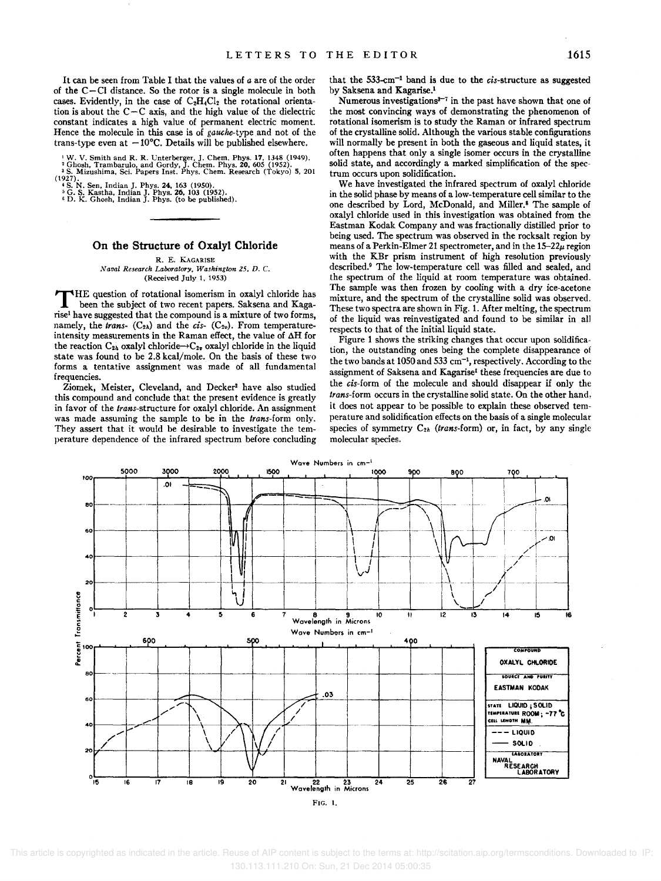It can be seen from Table I that the values of $a$ are of the order of the C—Cl distance. So the rotor is a single molecule in both cases. Evidently, in the case of $C_2H_4Cl_2$ the rotational orientation is about the C—C axis, and the high value of the dielectric constant indicates a high value of permanent electric moment. Hence the molecule in this case is of *gauche*-type and not of the trans-type even at $-10°C$. Details will be published elsewhere.

[1] W. V. Smith and R. R. Unterberger, J. Chem. Phys. 17, 1348 (1949).
[2] Ghosh, Trambarulo, and Gordy, J. Chem. Phys. 20, 605 (1952).
[3] S. Mizushima, Sci. Papers Inst. Phys. Chem. Research (Tokyo) 5, 201 (1927).
[4] S. N. Sen, Indian J. Phys. 24, 163 (1950).
[5] G. S. Kastha, Indian J. Phys. 26, 103 (1952).
[6] D. K. Ghosh, Indian J. Phys. (to be published).

## On the Structure of Oxalyl Chloride

R. E. Kagarise
*Naval Research Laboratory, Washington 25, D. C.*
(Received July 1, 1953)

The question of rotational isomerism in oxalyl chloride has been the subject of two recent papers. Saksena and Kagarise[1] have suggested that the compound is a mixture of two forms, namely, the *trans*- ($C_{2h}$) and the *cis*- ($C_{2v}$). From temperature-intensity measurements in the Raman effect, the value of $\Delta H$ for the reaction $C_{2h}$ oxalyl chloride$\rightarrow C_{2v}$ oxalyl chloride in the liquid state was found to be 2.8 kcal/mole. On the basis of these two forms a tentative assignment was made of all fundamental frequencies.

Ziomek, Meister, Cleveland, and Decker[2] have also studied this compound and conclude that the present evidence is greatly in favor of the *trans*-structure for oxalyl chloride. An assignment was made assuming the sample to be in the *trans*-form only. They assert that it would be desirable to investigate the temperature dependence of the infrared spectrum before concluding that the 533-cm$^{-1}$ band is due to the *cis*-structure as suggested by Saksena and Kagarise.[1]

Numerous investigations[3-7] in the past have shown that one of the most convincing ways of demonstrating the phenomenon of rotational isomerism is to study the Raman or infrared spectrum of the crystalline solid. Although the various stable configurations will normally be present in both the gaseous and liquid states, it often happens that only a single isomer occurs in the crystalline solid state, and accordingly a marked simplification of the spectrum occurs upon solidification.

We have investigated the infrared spectrum of oxalyl chloride in the solid phase by means of a low-temperature cell similar to the one described by Lord, McDonald, and Miller.[8] The sample of oxalyl chloride used in this investigation was obtained from the Eastman Kodak Company and was fractionally distilled prior to being used. The spectrum was observed in the rocksalt region by means of a Perkin-Elmer 21 spectrometer, and in the 15–22$\mu$ region with the KBr prism instrument of high resolution previously described.[9] The low-temperature cell was filled and sealed, and the spectrum of the liquid at room temperature was obtained. The sample was then frozen by cooling with a dry ice-acetone mixture, and the spectrum of the crystalline solid was observed. These two spectra are shown in Fig. 1. After melting, the spectrum of the liquid was reinvestigated and found to be similar in all respects to that of the initial liquid state.

Figure 1 shows the striking changes that occur upon solidification, the outstanding ones being the complete disappearance of the two bands at 1050 and 533 cm$^{-1}$, respectively. According to the assignment of Saksena and Kagarise[1] these frequencies are due to the *cis*-form of the molecule and should disappear if only the *trans*-form occurs in the crystalline solid state. On the other hand, it does not appear to be possible to explain these observed temperature and solidification effects on the basis of a single molecular species of symmetry $C_{2h}$ (*trans*-form) or, in fact, by any single molecular species.

Wave Numbers in cm$^{-1}$
5000 3000 2000 1500 1000 900 800 700
.01
.01
.01
Percent Transmittance
Wavelength in Microns
Wave Numbers in cm$^{-1}$
600 500 400
.03
Wavelength in Microns

COMPOUND: OXALYL CHLORIDE
SOURCE AND PURITY: EASTMAN KODAK
STATE: LIQUID ; SOLID
TEMPERATURE: ROOM ; -77 °C
CELL LENGTH: MM.
--- LIQUID
— SOLID
LABORATORY: NAVAL RESEARCH LABORATORY

Fig. 1.